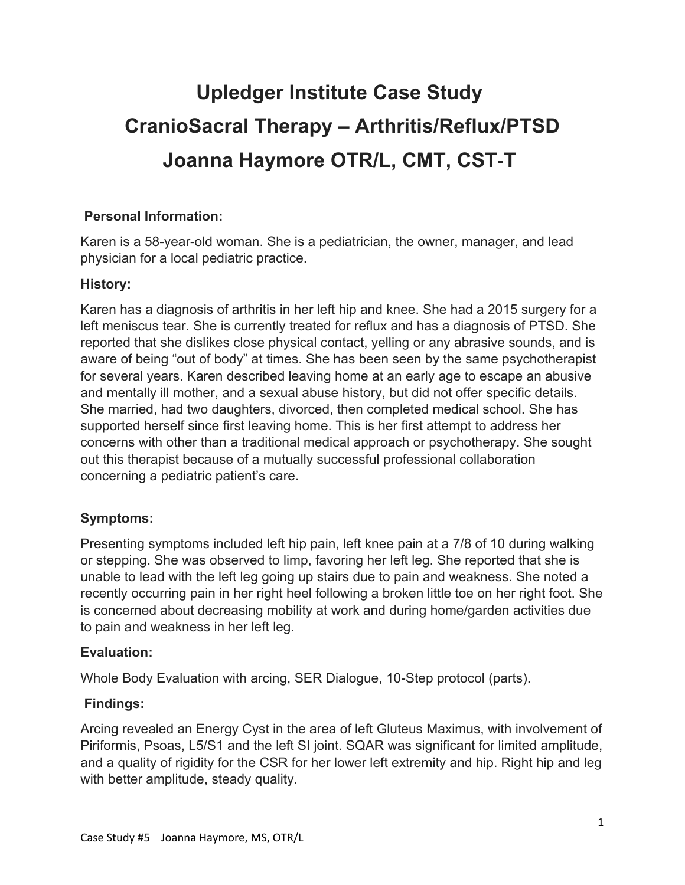# Upledger Institute Case Study
# CranioSacral Therapy – Arthritis/Reflux/PTSD
# Joanna Haymore OTR/L, CMT, CST-T

**Personal Information:**

Karen is a 58-year-old woman. She is a pediatrician, the owner, manager, and lead physician for a local pediatric practice.

**History:**

Karen has a diagnosis of arthritis in her left hip and knee. She had a 2015 surgery for a left meniscus tear. She is currently treated for reflux and has a diagnosis of PTSD. She reported that she dislikes close physical contact, yelling or any abrasive sounds, and is aware of being "out of body" at times. She has been seen by the same psychotherapist for several years. Karen described leaving home at an early age to escape an abusive and mentally ill mother, and a sexual abuse history, but did not offer specific details. She married, had two daughters, divorced, then completed medical school. She has supported herself since first leaving home. This is her first attempt to address her concerns with other than a traditional medical approach or psychotherapy. She sought out this therapist because of a mutually successful professional collaboration concerning a pediatric patient's care.

**Symptoms:**

Presenting symptoms included left hip pain, left knee pain at a 7/8 of 10 during walking or stepping. She was observed to limp, favoring her left leg. She reported that she is unable to lead with the left leg going up stairs due to pain and weakness. She noted a recently occurring pain in her right heel following a broken little toe on her right foot. She is concerned about decreasing mobility at work and during home/garden activities due to pain and weakness in her left leg.

**Evaluation:**

Whole Body Evaluation with arcing, SER Dialogue, 10-Step protocol (parts).

**Findings:**

Arcing revealed an Energy Cyst in the area of left Gluteus Maximus, with involvement of Piriformis, Psoas, L5/S1 and the left SI joint. SQAR was significant for limited amplitude, and a quality of rigidity for the CSR for her lower left extremity and hip. Right hip and leg with better amplitude, steady quality.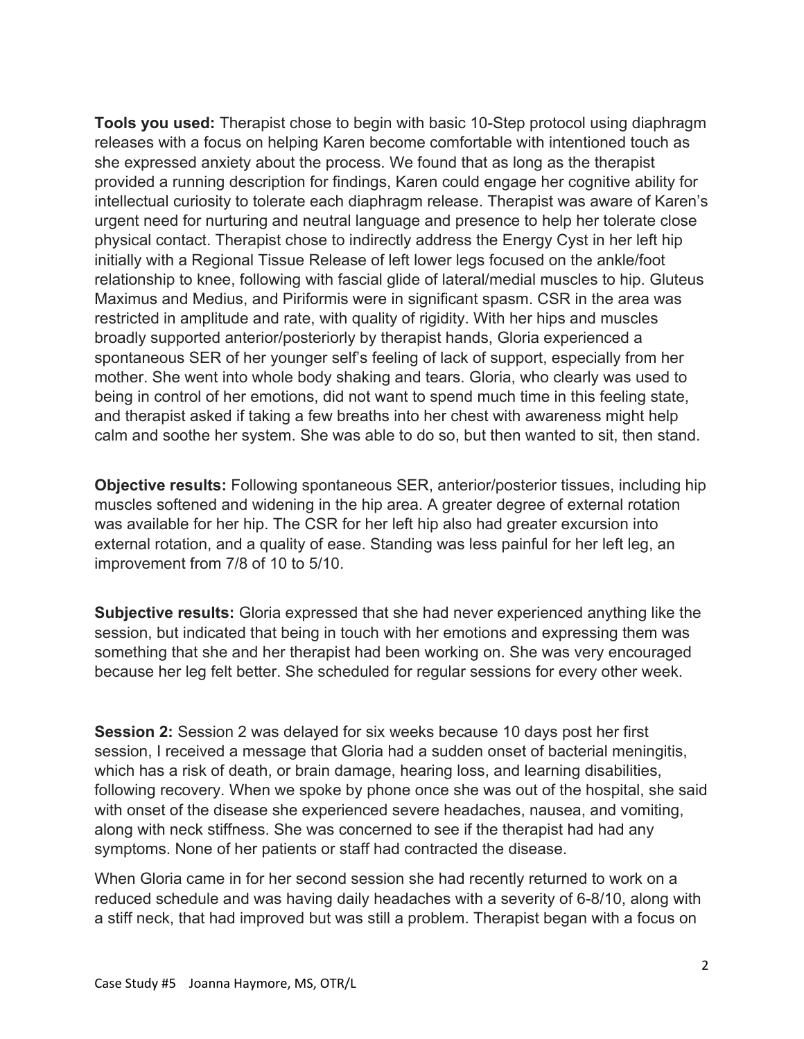**Tools you used:** Therapist chose to begin with basic 10-Step protocol using diaphragm releases with a focus on helping Karen become comfortable with intentioned touch as she expressed anxiety about the process. We found that as long as the therapist provided a running description for findings, Karen could engage her cognitive ability for intellectual curiosity to tolerate each diaphragm release. Therapist was aware of Karen's urgent need for nurturing and neutral language and presence to help her tolerate close physical contact. Therapist chose to indirectly address the Energy Cyst in her left hip initially with a Regional Tissue Release of left lower legs focused on the ankle/foot relationship to knee, following with fascial glide of lateral/medial muscles to hip. Gluteus Maximus and Medius, and Piriformis were in significant spasm. CSR in the area was restricted in amplitude and rate, with quality of rigidity. With her hips and muscles broadly supported anterior/posteriorly by therapist hands, Gloria experienced a spontaneous SER of her younger self's feeling of lack of support, especially from her mother. She went into whole body shaking and tears. Gloria, who clearly was used to being in control of her emotions, did not want to spend much time in this feeling state, and therapist asked if taking a few breaths into her chest with awareness might help calm and soothe her system. She was able to do so, but then wanted to sit, then stand.

**Objective results:** Following spontaneous SER, anterior/posterior tissues, including hip muscles softened and widening in the hip area. A greater degree of external rotation was available for her hip. The CSR for her left hip also had greater excursion into external rotation, and a quality of ease. Standing was less painful for her left leg, an improvement from 7/8 of 10 to 5/10.

**Subjective results:** Gloria expressed that she had never experienced anything like the session, but indicated that being in touch with her emotions and expressing them was something that she and her therapist had been working on. She was very encouraged because her leg felt better. She scheduled for regular sessions for every other week.

**Session 2:** Session 2 was delayed for six weeks because 10 days post her first session, I received a message that Gloria had a sudden onset of bacterial meningitis, which has a risk of death, or brain damage, hearing loss, and learning disabilities, following recovery. When we spoke by phone once she was out of the hospital, she said with onset of the disease she experienced severe headaches, nausea, and vomiting, along with neck stiffness. She was concerned to see if the therapist had had any symptoms. None of her patients or staff had contracted the disease.

When Gloria came in for her second session she had recently returned to work on a reduced schedule and was having daily headaches with a severity of 6-8/10, along with a stiff neck, that had improved but was still a problem. Therapist began with a focus on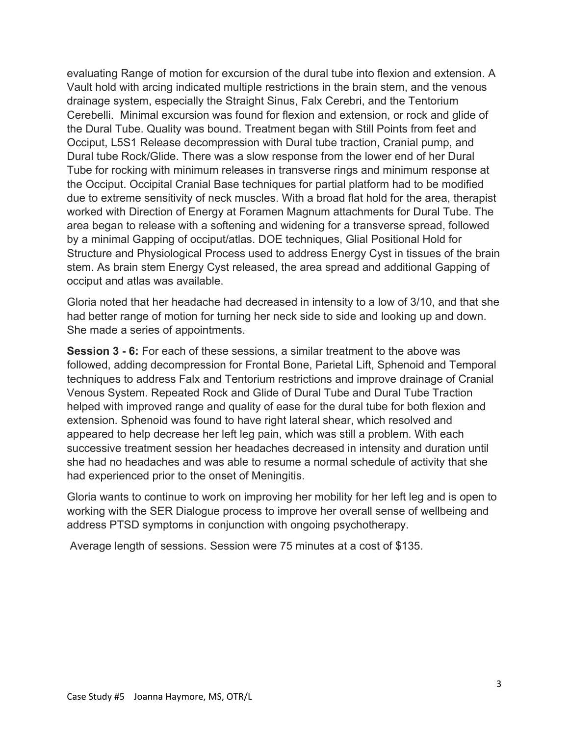evaluating Range of motion for excursion of the dural tube into flexion and extension. A Vault hold with arcing indicated multiple restrictions in the brain stem, and the venous drainage system, especially the Straight Sinus, Falx Cerebri, and the Tentorium Cerebelli. Minimal excursion was found for flexion and extension, or rock and glide of the Dural Tube. Quality was bound. Treatment began with Still Points from feet and Occiput, L5S1 Release decompression with Dural tube traction, Cranial pump, and Dural tube Rock/Glide. There was a slow response from the lower end of her Dural Tube for rocking with minimum releases in transverse rings and minimum response at the Occiput. Occipital Cranial Base techniques for partial platform had to be modified due to extreme sensitivity of neck muscles. With a broad flat hold for the area, therapist worked with Direction of Energy at Foramen Magnum attachments for Dural Tube. The area began to release with a softening and widening for a transverse spread, followed by a minimal Gapping of occiput/atlas. DOE techniques, Glial Positional Hold for Structure and Physiological Process used to address Energy Cyst in tissues of the brain stem. As brain stem Energy Cyst released, the area spread and additional Gapping of occiput and atlas was available.

Gloria noted that her headache had decreased in intensity to a low of 3/10, and that she had better range of motion for turning her neck side to side and looking up and down. She made a series of appointments.

**Session 3 - 6:** For each of these sessions, a similar treatment to the above was followed, adding decompression for Frontal Bone, Parietal Lift, Sphenoid and Temporal techniques to address Falx and Tentorium restrictions and improve drainage of Cranial Venous System. Repeated Rock and Glide of Dural Tube and Dural Tube Traction helped with improved range and quality of ease for the dural tube for both flexion and extension. Sphenoid was found to have right lateral shear, which resolved and appeared to help decrease her left leg pain, which was still a problem. With each successive treatment session her headaches decreased in intensity and duration until she had no headaches and was able to resume a normal schedule of activity that she had experienced prior to the onset of Meningitis.

Gloria wants to continue to work on improving her mobility for her left leg and is open to working with the SER Dialogue process to improve her overall sense of wellbeing and address PTSD symptoms in conjunction with ongoing psychotherapy.

Average length of sessions. Session were 75 minutes at a cost of $135.